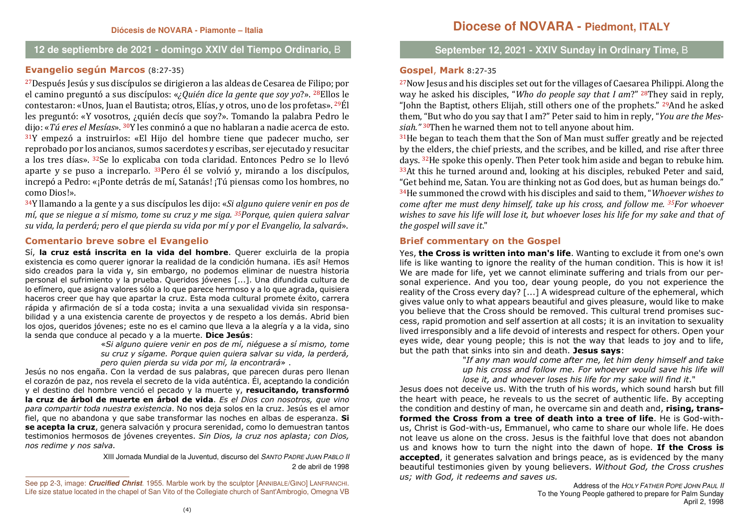**Diócesis de NOVARA - Piamonte – Italia**

## 12 de septiembre de 2021 - domingo XXIV del Tiempo Ordinario, B

### Evangelio según Marcos (8:27-35)

[27]Después Jesús y sus discípulos se dirigieron a las aldeas de Cesarea de Filipo; por el camino preguntó a sus discípulos: «*¿Quién dice la gente que soy yo*?». [28]Ellos le contestaron: «Unos, Juan el Bautista; otros, Elías, y otros, uno de los profetas». [29]Él les preguntó: «Y vosotros, ¿quién decís que soy?». Tomando la palabra Pedro le dijo: «*Tú eres el Mesías*». [30]Y les conminó a que no hablaran a nadie acerca de esto. [31]Y empezó a instruirlos: «El Hijo del hombre tiene que padecer mucho, ser reprobado por los ancianos, sumos sacerdotes y escribas, ser ejecutado y resucitar a los tres días». [32]Se lo explicaba con toda claridad. Entonces Pedro se lo llevó aparte y se puso a increparlo. [33]Pero él se volvió y, mirando a los discípulos, increpó a Pedro: «¡Ponte detrás de mí, Satanás! ¡Tú piensas como los hombres, no como Dios!».

[34]Y llamando a la gente y a sus discípulos les dijo: «*Si alguno quiere venir en pos de mí, que se niegue a sí mismo, tome su cruz y me siga. [35]Porque, quien quiera salvar su vida, la perderá; pero el que pierda su vida por mí y por el Evangelio, la salvará*».

### Comentario breve sobre el Evangelio

Sí, **la cruz está inscrita en la vida del hombre**. Querer excluirla de la propia existencia es como querer ignorar la realidad de la condición humana. ¡Es así! Hemos sido creados para la vida y, sin embargo, no podemos eliminar de nuestra historia personal el sufrimiento y la prueba. Queridos jóvenes [...]. Una difundida cultura de lo efímero, que asigna valores sólo a lo que parece hermoso y a lo que agrada, quisiera haceros creer que hay que apartar la cruz. Esta moda cultural promete éxito, carrera rápida y afirmación de sí a toda costa; invita a una sexualidad vivida sin responsabilidad y a una existencia carente de proyectos y de respeto a los demás. Abrid bien los ojos, queridos jóvenes; este no es el camino que lleva a la alegría y a la vida, sino la senda que conduce al pecado y a la muerte. **Dice Jesús**:

> *«Si alguno quiere venir en pos de mí, niéguese a sí mismo, tome su cruz y sígame. Porque quien quiera salvar su vida, la perderá, pero quien pierda su vida por mí, la encontrará»* .

Jesús no nos engaña. Con la verdad de sus palabras, que parecen duras pero llenan el corazón de paz, nos revela el secreto de la vida auténtica. Él, aceptando la condición y el destino del hombre venció el pecado y la muerte y, **resucitando, transformó la cruz de árbol de muerte en árbol de vida**. *Es el Dios con nosotros, que vino para compartir toda nuestra existencia*. No nos deja solos en la cruz. Jesús es el amor fiel, que no abandona y que sabe transformar las noches en albas de esperanza. **Si se acepta la cruz**, genera salvación y procura serenidad, como lo demuestran tantos testimonios hermosos de jóvenes creyentes. *Sin Dios, la cruz nos aplasta; con Dios, nos redime y nos salva*.

XIII Jornada Mundial de la Juventud, discurso del *SANTO PADRE JUAN PABLO II*
2 de abril de 1998

See pp 2-3, image: ***Crucified Christ***. 1955. Marble work by the sculptor [ANNIBALE/GINO] LANFRANCHI. Life size statue located in the chapel of San Vito of the Collegiate church of Sant'Ambrogio, Omegna VB

# Diocese of NOVARA - Piedmont, ITALY

## September 12, 2021 - XXIV Sunday in Ordinary Time, B

### Gospel, Mark 8:27-35

[27]Now Jesus and his disciples set out for the villages of Caesarea Philippi. Along the way he asked his disciples, "*Who do people say that I am*?" [28]They said in reply, "John the Baptist, others Elijah, still others one of the prophets." [29]And he asked them, "But who do you say that I am?" Peter said to him in reply, "*You are the Messiah.*" [30]Then he warned them not to tell anyone about him.

[31]He began to teach them that the Son of Man must suffer greatly and be rejected by the elders, the chief priests, and the scribes, and be killed, and rise after three days. [32]He spoke this openly. Then Peter took him aside and began to rebuke him. [33]At this he turned around and, looking at his disciples, rebuked Peter and said, "Get behind me, Satan. You are thinking not as God does, but as human beings do." [34]He summoned the crowd with his disciples and said to them, "*Whoever wishes to come after me must deny himself, take up his cross, and follow me. [35]For whoever wishes to save his life will lose it, but whoever loses his life for my sake and that of the gospel will save it*."

### Brief commentary on the Gospel

Yes, **the Cross is written into man's life**. Wanting to exclude it from one's own life is like wanting to ignore the reality of the human condition. This is how it is! We are made for life, yet we cannot eliminate suffering and trials from our personal experience. And you too, dear young people, do you not experience the reality of the Cross every day? [...] A widespread culture of the ephemeral, which gives value only to what appears beautiful and gives pleasure, would like to make you believe that the Cross should be removed. This cultural trend promises success, rapid promotion and self assertion at all costs; it is an invitation to sexuality lived irresponsibly and a life devoid of interests and respect for others. Open your eyes wide, dear young people; this is not the way that leads to joy and to life, but the path that sinks into sin and death. **Jesus says**:

> "*If any man would come after me, let him deny himself and take up his cross and follow me. For whoever would save his life will lose it, and whoever loses his life for my sake will find it*."

Jesus does not deceive us. With the truth of his words, which sound harsh but fill the heart with peace, he reveals to us the secret of authentic life. By accepting the condition and destiny of man, he overcame sin and death and, **rising, transformed the Cross from a tree of death into a tree of life**. He is God-with-us, Christ is God-with-us, Emmanuel, who came to share our whole life. He does not leave us alone on the cross. Jesus is the faithful love that does not abandon us and knows how to turn the night into the dawn of hope. **If the Cross is accepted**, it generates salvation and brings peace, as is evidenced by the many beautiful testimonies given by young believers. *Without God, the Cross crushes us; with God, it redeems and saves us.*

Address of the *HOLY FATHER POPE JOHN PAUL II*
To the Young People gathered to prepare for Palm Sunday
April 2, 1998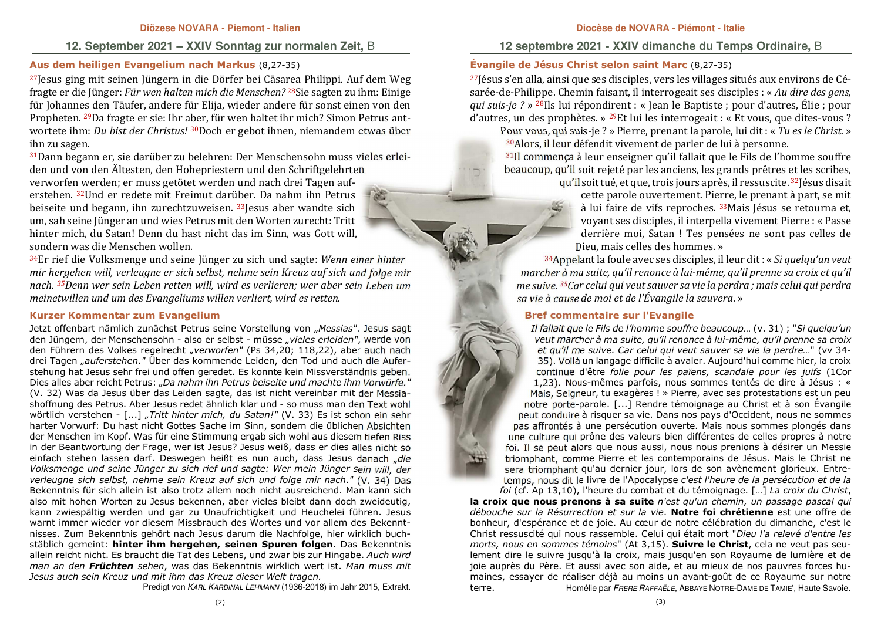Diözese NOVARA - Piemont - Italien

## 12. September 2021 – XXIV Sonntag zur normalen Zeit, B

### Aus dem heiligen Evangelium nach Markus (8,27-35)

[27]Jesus ging mit seinen Jüngern in die Dörfer bei Cäsarea Philippi. Auf dem Weg fragte er die Jünger: *Für wen halten mich die Menschen?* [28]Sie sagten zu ihm: Einige für Johannes den Täufer, andere für Elija, wieder andere für sonst einen von den Propheten. [29]Da fragte er sie: Ihr aber, für wen haltet ihr mich? Simon Petrus antwortete ihm: *Du bist der Christus!* [30]Doch er gebot ihnen, niemandem etwas über ihn zu sagen.

[31]Dann begann er, sie darüber zu belehren: Der Menschensohn muss vieles erleiden und von den Ältesten, den Hohepriestern und den Schriftgelehrten verworfen werden; er muss getötet werden und nach drei Tagen auferstehen. [32]Und er redete mit Freimut darüber. Da nahm ihn Petrus beiseite und begann, ihn zurechtzuweisen. [33]Jesus aber wandte sich um, sah seine Jünger an und wies Petrus mit den Worten zurecht: Tritt hinter mich, du Satan! Denn du hast nicht das im Sinn, was Gott will, sondern was die Menschen wollen.

[34]Er rief die Volksmenge und seine Jünger zu sich und sagte: *Wenn einer hinter mir hergehen will, verleugne er sich selbst, nehme sein Kreuz auf sich und folge mir nach. [35]Denn wer sein Leben retten will, wird es verlieren; wer aber sein Leben um meinetwillen und um des Evangeliums willen verliert, wird es retten.*

### Kurzer Kommentar zum Evangelium

Jetzt offenbart nämlich zunächst Petrus seine Vorstellung von *„Messias"*. Jesus sagt den Jüngern, der Menschensohn - also er selbst - müsse *„vieles erleiden"*, werde von den Führern des Volkes regelrecht *„verworfen"* (Ps 34,20; 118,22), aber auch nach drei Tagen *„auferstehen."* Über das kommende Leiden, den Tod und auch die Auferstehung hat Jesus sehr frei und offen geredet. Es konnte kein Missverständnis geben. Dies alles aber reicht Petrus: *„Da nahm ihn Petrus beiseite und machte ihm Vorwürfe."* (V. 32) Was da Jesus über das Leiden sagte, das ist nicht vereinbar mit der Messiashoffnung des Petrus. Aber Jesus redet ähnlich klar und - so muss man den Text wohl wörtlich verstehen - [...] *„Tritt hinter mich, du Satan!"* (V. 33) Es ist schon ein sehr harter Vorwurf: Du hast nicht Gottes Sache im Sinn, sondern die üblichen Absichten der Menschen im Kopf. Was für eine Stimmung ergab sich wohl aus diesem tiefen Riss in der Beantwortung der Frage, wer ist Jesus? Jesus weiß, dass er dies alles nicht so einfach stehen lassen darf. Deswegen heißt es nun auch, dass Jesus danach *„die Volksmenge und seine Jünger zu sich rief und sagte: Wer mein Jünger sein will, der verleugne sich selbst, nehme sein Kreuz auf sich und folge mir nach."* (V. 34) Das Bekenntnis für sich allein ist also trotz allem noch nicht ausreichend. Man kann sich also mit hohen Worten zu Jesus bekennen, aber vieles bleibt dann doch zweideutig, kann zwiespältig werden und gar zu Unaufrichtigkeit und Heuchelei führen. Jesus warnt immer wieder vor diesem Missbrauch des Wortes und vor allem des Bekenntnisses. Zum Bekenntnis gehört nach Jesus darum die Nachfolge, hier wirklich buchstäblich gemeint: **hinter ihm hergehen, seinen Spuren folgen**. Das Bekenntnis allein reicht nicht. Es braucht die Tat des Lebens, und zwar bis zur Hingabe. *Auch wird man an den **Früchten** sehen*, was das Bekenntnis wirklich wert ist. *Man muss mit Jesus auch sein Kreuz und mit ihm das Kreuz dieser Welt tragen.*

Predigt von *KARL KARDINAL LEHMANN* (1936-2018) im Jahr 2015, Extrakt.

Diocèse de NOVARA - Piémont - Italie

## 12 septembre 2021 - XXIV dimanche du Temps Ordinaire, B

### Évangile de Jésus Christ selon saint Marc (8,27-35)

[27]Jésus s'en alla, ainsi que ses disciples, vers les villages situés aux environs de Césarée-de-Philippe. Chemin faisant, il interrogeait ses disciples : « *Au dire des gens, qui suis-je ?* » [28]Ils lui répondirent : « Jean le Baptiste ; pour d'autres, Élie ; pour d'autres, un des prophètes. » [29]Et lui les interrogeait : « Et vous, que dites-vous ? Pour vous, qui suis-je ? » Pierre, prenant la parole, lui dit : « *Tu es le Christ.* » [30]Alors, il leur défendit vivement de parler de lui à personne.

[31]Il commença à leur enseigner qu'il fallait que le Fils de l'homme souffre beaucoup, qu'il soit rejeté par les anciens, les grands prêtres et les scribes, qu'il soit tué, et que, trois jours après, il ressuscite. [32]Jésus disait cette parole ouvertement. Pierre, le prenant à part, se mit à lui faire de vifs reproches. [33]Mais Jésus se retourna et, voyant ses disciples, il interpella vivement Pierre : « Passe derrière moi, Satan ! Tes pensées ne sont pas celles de Dieu, mais celles des hommes. »

[34]Appelant la foule avec ses disciples, il leur dit : « *Si quelqu'un veut marcher à ma suite, qu'il renonce à lui-même, qu'il prenne sa croix et qu'il me suive. [35]Car celui qui veut sauver sa vie la perdra ; mais celui qui perdra sa vie à cause de moi et de l'Évangile la sauvera.* »

### Bref commentaire sur l'Evangile

*Il fallait que le Fils de l'homme souffre beaucoup…* (v. 31) ; "*Si quelqu'un veut marcher à ma suite, qu'il renonce à lui-même, qu'il prenne sa croix et qu'il me suive. Car celui qui veut sauver sa vie la perdre…*" (vv 34-35). Voilà un langage difficile à avaler. Aujourd'hui comme hier, la croix continue d'être *folie pour les païens, scandale pour les juifs* (1Cor 1,23). Nous-mêmes parfois, nous sommes tentés de dire à Jésus : « Mais, Seigneur, tu exagères ! » Pierre, avec ses protestations est un peu notre porte-parole. [...] Rendre témoignage au Christ et à son Évangile peut conduire à risquer sa vie. Dans nos pays d'Occident, nous ne sommes pas affrontés à une persécution ouverte. Mais nous sommes plongés dans une culture qui prône des valeurs bien différentes de celles propres à notre foi. Il se peut alors que nous aussi, nous nous prenions à désirer un Messie triomphant, comme Pierre et les contemporains de Jésus. Mais le Christ ne sera triomphant qu'au dernier jour, lors de son avènement glorieux. Entre-temps, nous dit le livre de l'Apocalypse *c'est l'heure de la persécution et de la foi* (cf. Ap 13,10), l'heure du combat et du témoignage. [...] *La croix du Christ*, **la croix que nous prenons à sa suite** *n'est qu'un chemin, un passage pascal qui débouche sur la Résurrection et sur la vie*. **Notre foi chrétienne** est une offre de bonheur, d'espérance et de joie. Au cœur de notre célébration du dimanche, c'est le Christ ressuscité qui nous rassemble. Celui qui était mort "*Dieu l'a relevé d'entre les morts, nous en sommes témoins*" (At 3,15). **Suivre le Christ**, cela ne veut pas seulement dire le suivre jusqu'à la croix, mais jusqu'en son Royaume de lumière et de joie auprès du Père. Et aussi avec son aide, et au mieux de nos pauvres forces humaines, essayer de réaliser déjà au moins un avant-goût de ce Royaume sur notre terre.

Homélie par *FRERE RAFFAÊLE*, ABBAYE NOTRE-DAME DE TAMIE', Haute Savoie.